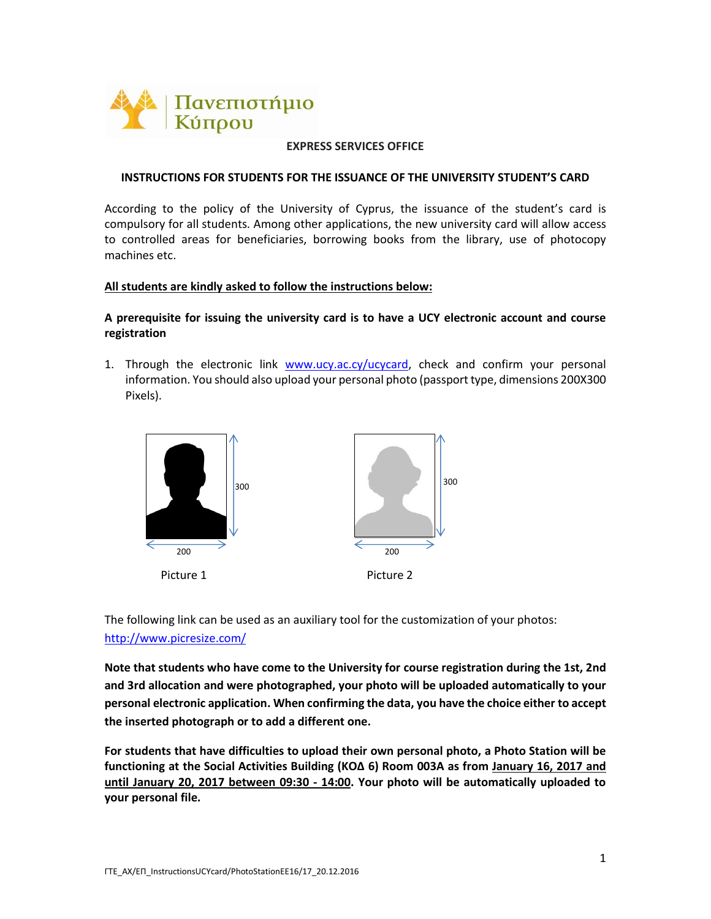Πανεπιστήμιο Κύπρου

**EXPRESS SERVICES OFFICE**

**INSTRUCTIONS FOR STUDENTS FOR THE ISSUANCE OF THE UNIVERSITY STUDENT'S CARD**

According to the policy of the University of Cyprus, the issuance of the student's card is compulsory for all students. Among other applications, the new university card will allow access to controlled areas for beneficiaries, borrowing books from the library, use of photocopy machines etc.

**All students are kindly asked to follow the instructions below:**

**A prerequisite for issuing the university card is to have a UCY electronic account and course registration**

1. Through the electronic link www.ucy.ac.cy/ucycard, check and confirm your personal information. You should also upload your personal photo (passport type, dimensions 200X300 Pixels).

300

200

Picture 1

300

200

Picture 2

The following link can be used as an auxiliary tool for the customization of your photos: http://www.picresize.com/

**Note that students who have come to the University for course registration during the 1st, 2nd and 3rd allocation and were photographed, your photo will be uploaded automatically to your personal electronic application. When confirming the data, you have the choice either to accept the inserted photograph or to add a different one.**

**For students that have difficulties to upload their own personal photo, a Photo Station will be functioning at the Social Activities Building (ΚΟΔ 6) Room 003A as from January 16, 2017 and until January 20, 2017 between 09:30 - 14:00. Your photo will be automatically uploaded to your personal file.**

ΓΤΕ_ΑΧ/ΕΠ_InstructionsUCYcard/PhotoStationEE16/17_20.12.2016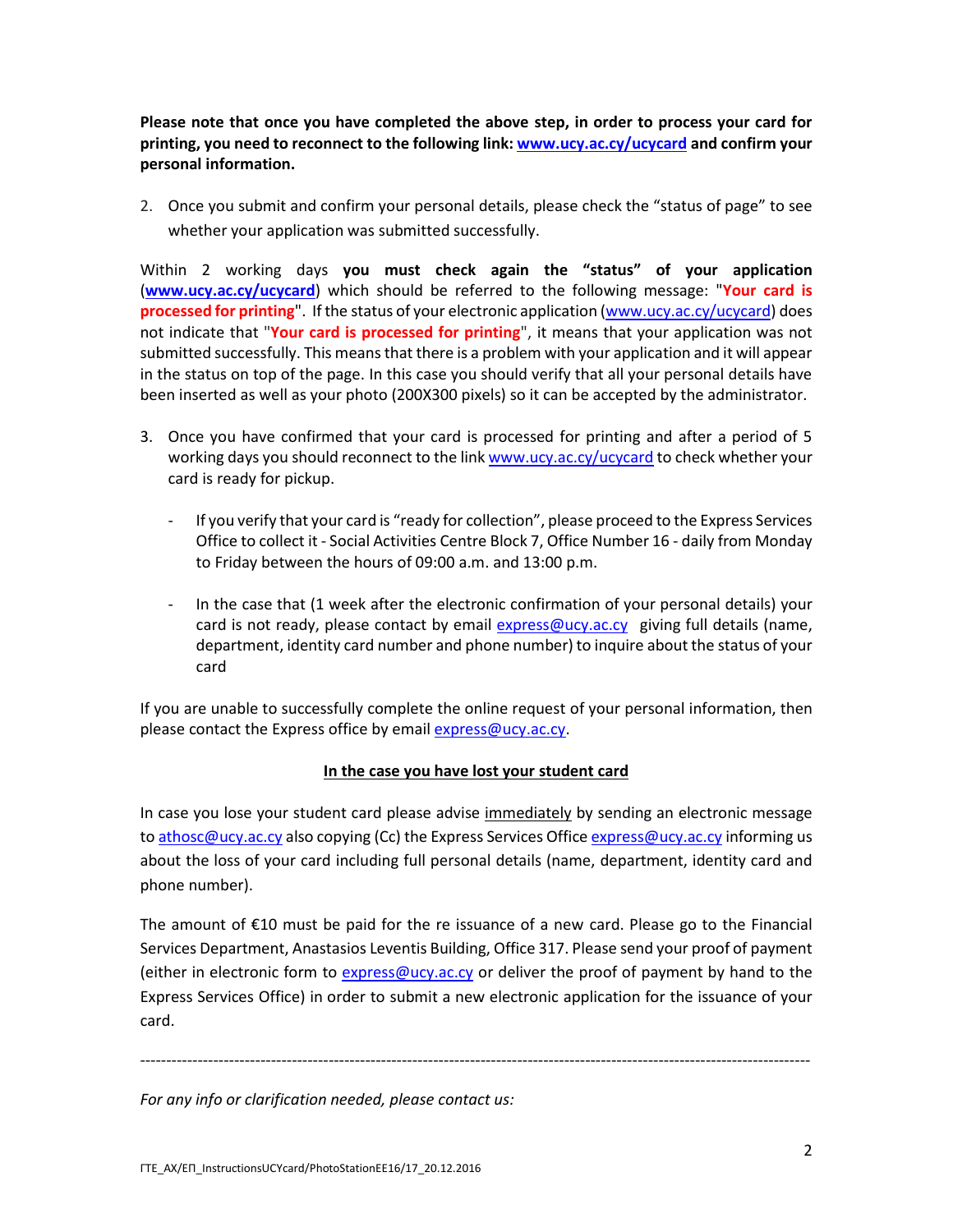**Please note that once you have completed the above step, in order to process your card for printing, you need to reconnect to the following link: [www.ucy.ac.cy/ucycard](http://www.ucy.ac.cy/ucycard) and confirm your personal information.**

2. Once you submit and confirm your personal details, please check the "status of page" to see whether your application was submitted successfully.

Within 2 working days **you must check again the "status" of your application** (**[www.ucy.ac.cy/ucycard](http://www.ucy.ac.cy/ucycard)**) which should be referred to the following message: "**Your card is processed for printing**". If the status of your electronic application ([www.ucy.ac.cy/ucycard](http://www.ucy.ac.cy/ucycard)) does not indicate that "**Your card is processed for printing**", it means that your application was not submitted successfully. This means that there is a problem with your application and it will appear in the status on top of the page. In this case you should verify that all your personal details have been inserted as well as your photo (200X300 pixels) so it can be accepted by the administrator.

3. Once you have confirmed that your card is processed for printing and after a period of 5 working days you should reconnect to the link [www.ucy.ac.cy/ucycard](http://www.ucy.ac.cy/ucycard) to check whether your card is ready for pickup.

   - If you verify that your card is "ready for collection", please proceed to the Express Services Office to collect it - Social Activities Centre Block 7, Office Number 16 - daily from Monday to Friday between the hours of 09:00 a.m. and 13:00 p.m.

   - In the case that (1 week after the electronic confirmation of your personal details) your card is not ready, please contact by email [express@ucy.ac.cy](mailto:express@ucy.ac.cy) giving full details (name, department, identity card number and phone number) to inquire about the status of your card

If you are unable to successfully complete the online request of your personal information, then please contact the Express office by email [express@ucy.ac.cy](mailto:express@ucy.ac.cy).

## In the case you have lost your student card

In case you lose your student card please advise immediately by sending an electronic message to [athosc@ucy.ac.cy](mailto:athosc@ucy.ac.cy) also copying (Cc) the Express Services Office [express@ucy.ac.cy](mailto:express@ucy.ac.cy) informing us about the loss of your card including full personal details (name, department, identity card and phone number).

The amount of €10 must be paid for the re issuance of a new card. Please go to the Financial Services Department, Anastasios Leventis Building, Office 317. Please send your proof of payment (either in electronic form to [express@ucy.ac.cy](mailto:express@ucy.ac.cy) or deliver the proof of payment by hand to the Express Services Office) in order to submit a new electronic application for the issuance of your card.

---

*For any info or clarification needed, please contact us:*

ΓΤΕ_ΑΧ/ΕΠ_InstructionsUCYcard/PhotoStationEE16/17_20.12.2016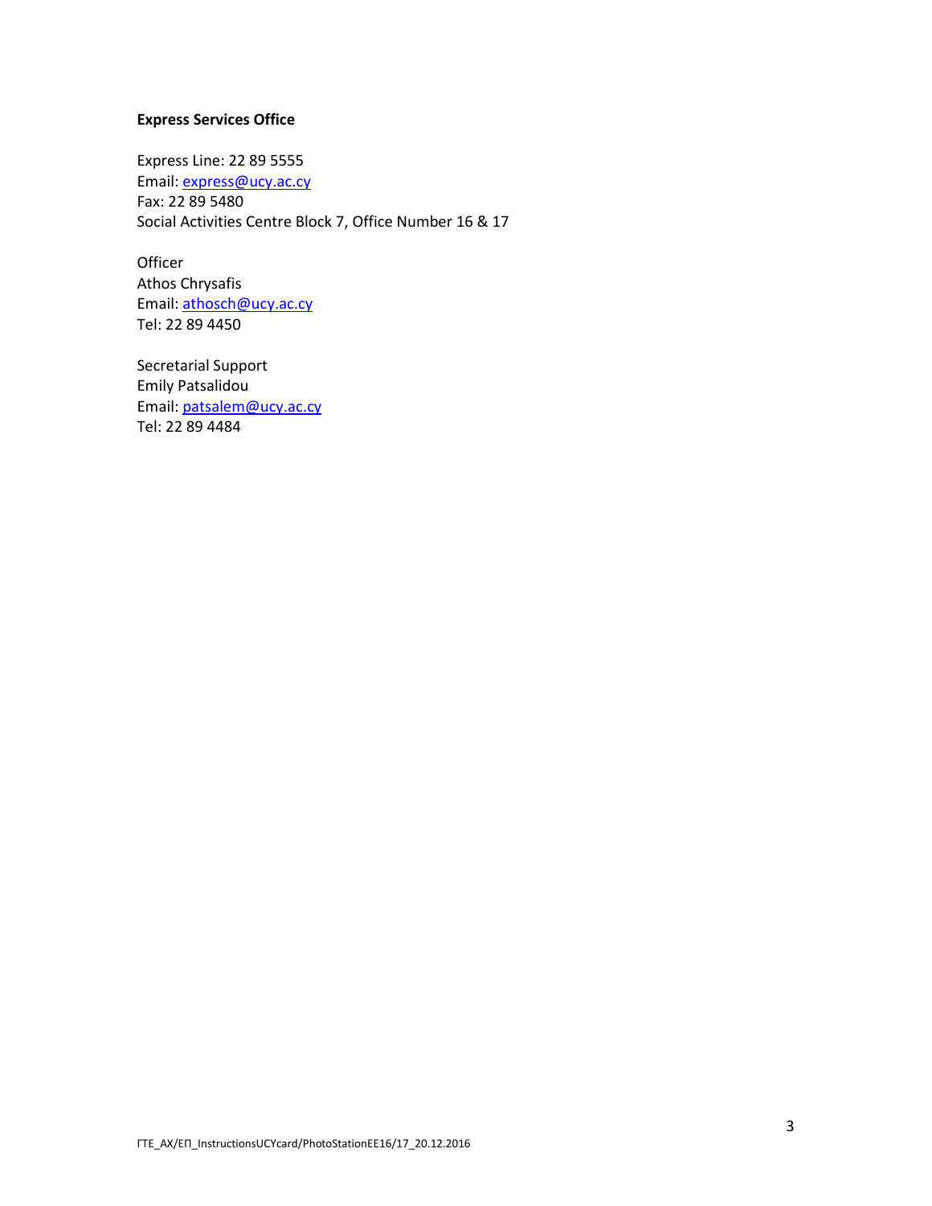**Express Services Office**

Express Line: 22 89 5555
Email: express@ucy.ac.cy
Fax: 22 89 5480
Social Activities Centre Block 7, Office Number 16 & 17

Officer
Athos Chrysafis
Email: athosch@ucy.ac.cy
Tel: 22 89 4450

Secretarial Support
Emily Patsalidou
Email: patsalem@ucy.ac.cy
Tel: 22 89 4484